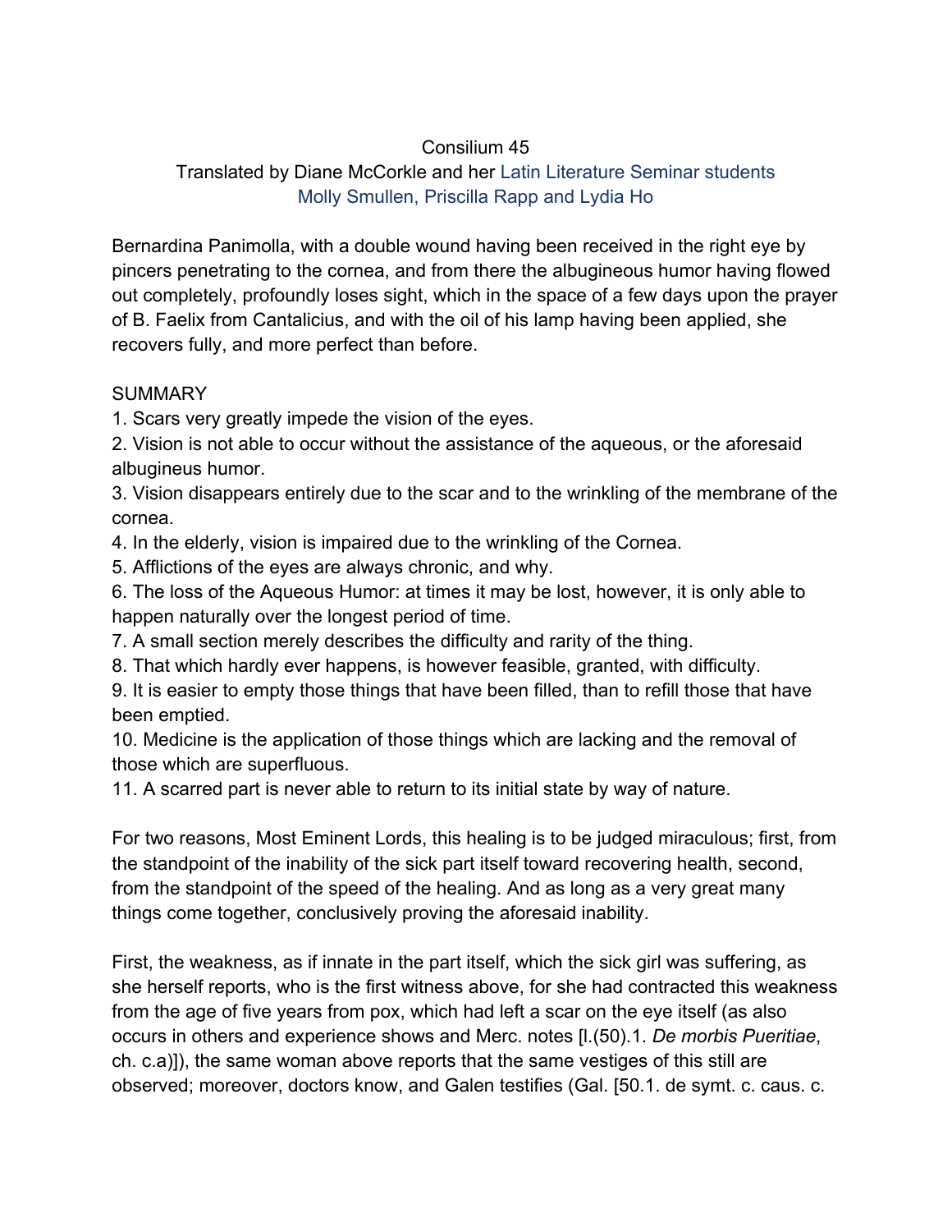Consilium 45

Translated by Diane McCorkle and her Latin Literature Seminar students Molly Smullen, Priscilla Rapp and Lydia Ho

Bernardina Panimolla, with a double wound having been received in the right eye by pincers penetrating to the cornea, and from there the albugineous humor having flowed out completely, profoundly loses sight, which in the space of a few days upon the prayer of B. Faelix from Cantalicius, and with the oil of his lamp having been applied, she recovers fully, and more perfect than before.

SUMMARY

1. Scars very greatly impede the vision of the eyes.
2. Vision is not able to occur without the assistance of the aqueous, or the aforesaid albugineus humor.
3. Vision disappears entirely due to the scar and to the wrinkling of the membrane of the cornea.
4. In the elderly, vision is impaired due to the wrinkling of the Cornea.
5. Afflictions of the eyes are always chronic, and why.
6. The loss of the Aqueous Humor: at times it may be lost, however, it is only able to happen naturally over the longest period of time.
7. A small section merely describes the difficulty and rarity of the thing.
8. That which hardly ever happens, is however feasible, granted, with difficulty.
9. It is easier to empty those things that have been filled, than to refill those that have been emptied.
10. Medicine is the application of those things which are lacking and the removal of those which are superfluous.
11. A scarred part is never able to return to its initial state by way of nature.

For two reasons, Most Eminent Lords, this healing is to be judged miraculous; first, from the standpoint of the inability of the sick part itself toward recovering health, second, from the standpoint of the speed of the healing. And as long as a very great many things come together, conclusively proving the aforesaid inability.

First, the weakness, as if innate in the part itself, which the sick girl was suffering, as she herself reports, who is the first witness above, for she had contracted this weakness from the age of five years from pox, which had left a scar on the eye itself (as also occurs in others and experience shows and Merc. notes [l.(50).1. *De morbis Pueritiae*, ch. c.a)]), the same woman above reports that the same vestiges of this still are observed; moreover, doctors know, and Galen testifies (Gal. [50.1. de symt. c. caus. c.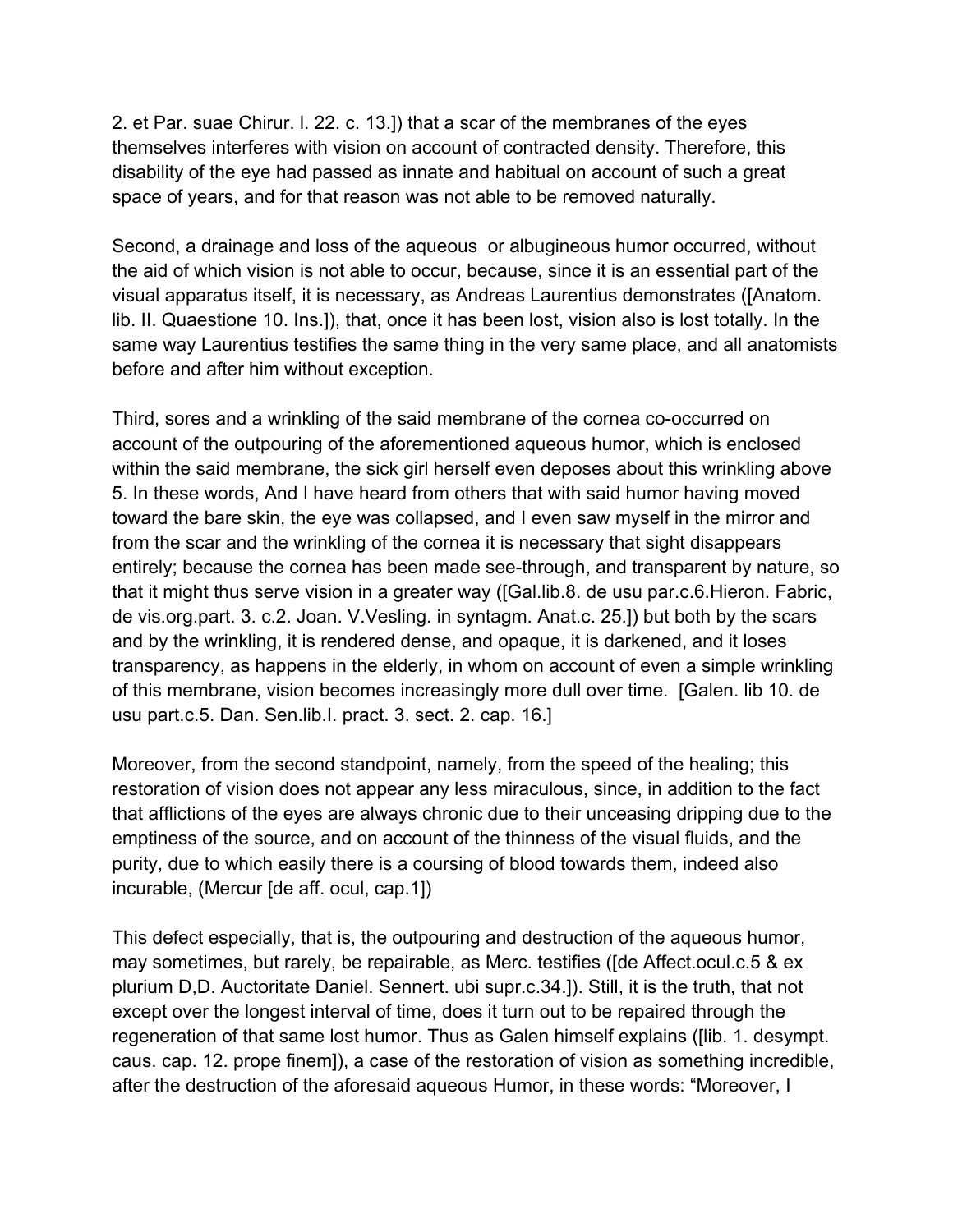2. et Par. suae Chirur. l. 22. c. 13.]) that a scar of the membranes of the eyes themselves interferes with vision on account of contracted density. Therefore, this disability of the eye had passed as innate and habitual on account of such a great space of years, and for that reason was not able to be removed naturally.

Second, a drainage and loss of the aqueous  or albugineous humor occurred, without the aid of which vision is not able to occur, because, since it is an essential part of the visual apparatus itself, it is necessary, as Andreas Laurentius demonstrates ([Anatom. lib. II. Quaestione 10. Ins.]), that, once it has been lost, vision also is lost totally. In the same way Laurentius testifies the same thing in the very same place, and all anatomists before and after him without exception.

Third, sores and a wrinkling of the said membrane of the cornea co-occurred on account of the outpouring of the aforementioned aqueous humor, which is enclosed within the said membrane, the sick girl herself even deposes about this wrinkling above 5. In these words, And I have heard from others that with said humor having moved toward the bare skin, the eye was collapsed, and I even saw myself in the mirror and from the scar and the wrinkling of the cornea it is necessary that sight disappears entirely; because the cornea has been made see-through, and transparent by nature, so that it might thus serve vision in a greater way ([Gal.lib.8. de usu par.c.6.Hieron. Fabric, de vis.org.part. 3. c.2. Joan. V.Vesling. in syntagm. Anat.c. 25.]) but both by the scars and by the wrinkling, it is rendered dense, and opaque, it is darkened, and it loses transparency, as happens in the elderly, in whom on account of even a simple wrinkling of this membrane, vision becomes increasingly more dull over time.  [Galen. lib 10. de usu part.c.5. Dan. Sen.lib.I. pract. 3. sect. 2. cap. 16.]

Moreover, from the second standpoint, namely, from the speed of the healing; this restoration of vision does not appear any less miraculous, since, in addition to the fact that afflictions of the eyes are always chronic due to their unceasing dripping due to the emptiness of the source, and on account of the thinness of the visual fluids, and the purity, due to which easily there is a coursing of blood towards them, indeed also incurable, (Mercur [de aff. ocul, cap.1])

This defect especially, that is, the outpouring and destruction of the aqueous humor, may sometimes, but rarely, be repairable, as Merc. testifies ([de Affect.ocul.c.5 & ex plurium D,D. Auctoritate Daniel. Sennert. ubi supr.c.34.]). Still, it is the truth, that not except over the longest interval of time, does it turn out to be repaired through the regeneration of that same lost humor. Thus as Galen himself explains ([lib. 1. desympt. caus. cap. 12. prope finem]), a case of the restoration of vision as something incredible, after the destruction of the aforesaid aqueous Humor, in these words: "Moreover, I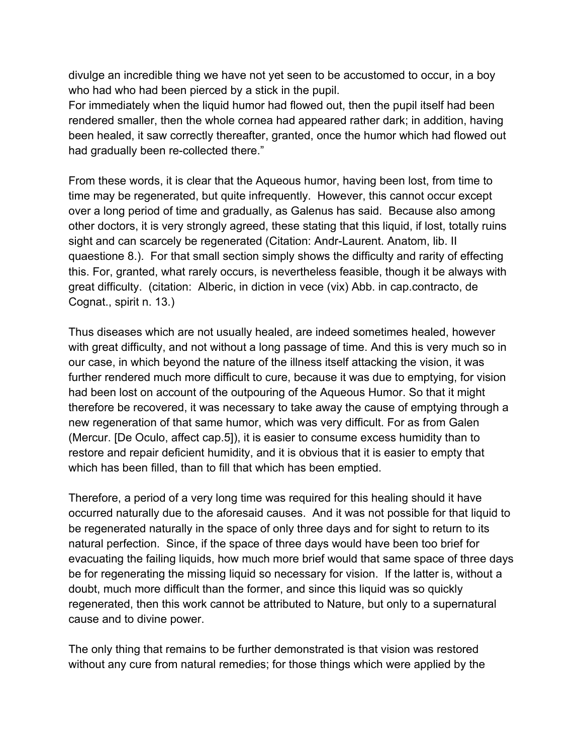divulge an incredible thing we have not yet seen to be accustomed to occur, in a boy who had who had been pierced by a stick in the pupil.
For immediately when the liquid humor had flowed out, then the pupil itself had been rendered smaller, then the whole cornea had appeared rather dark; in addition, having been healed, it saw correctly thereafter, granted, once the humor which had flowed out had gradually been re-collected there."

From these words, it is clear that the Aqueous humor, having been lost, from time to time may be regenerated, but quite infrequently. However, this cannot occur except over a long period of time and gradually, as Galenus has said. Because also among other doctors, it is very strongly agreed, these stating that this liquid, if lost, totally ruins sight and can scarcely be regenerated (Citation: Andr-Laurent. Anatom, lib. II quaestione 8.). For that small section simply shows the difficulty and rarity of effecting this. For, granted, what rarely occurs, is nevertheless feasible, though it be always with great difficulty. (citation: Alberic, in diction in vece (vix) Abb. in cap.contracto, de Cognat., spirit n. 13.)

Thus diseases which are not usually healed, are indeed sometimes healed, however with great difficulty, and not without a long passage of time. And this is very much so in our case, in which beyond the nature of the illness itself attacking the vision, it was further rendered much more difficult to cure, because it was due to emptying, for vision had been lost on account of the outpouring of the Aqueous Humor. So that it might therefore be recovered, it was necessary to take away the cause of emptying through a new regeneration of that same humor, which was very difficult. For as from Galen (Mercur. [De Oculo, affect cap.5]), it is easier to consume excess humidity than to restore and repair deficient humidity, and it is obvious that it is easier to empty that which has been filled, than to fill that which has been emptied.

Therefore, a period of a very long time was required for this healing should it have occurred naturally due to the aforesaid causes. And it was not possible for that liquid to be regenerated naturally in the space of only three days and for sight to return to its natural perfection. Since, if the space of three days would have been too brief for evacuating the failing liquids, how much more brief would that same space of three days be for regenerating the missing liquid so necessary for vision. If the latter is, without a doubt, much more difficult than the former, and since this liquid was so quickly regenerated, then this work cannot be attributed to Nature, but only to a supernatural cause and to divine power.

The only thing that remains to be further demonstrated is that vision was restored without any cure from natural remedies; for those things which were applied by the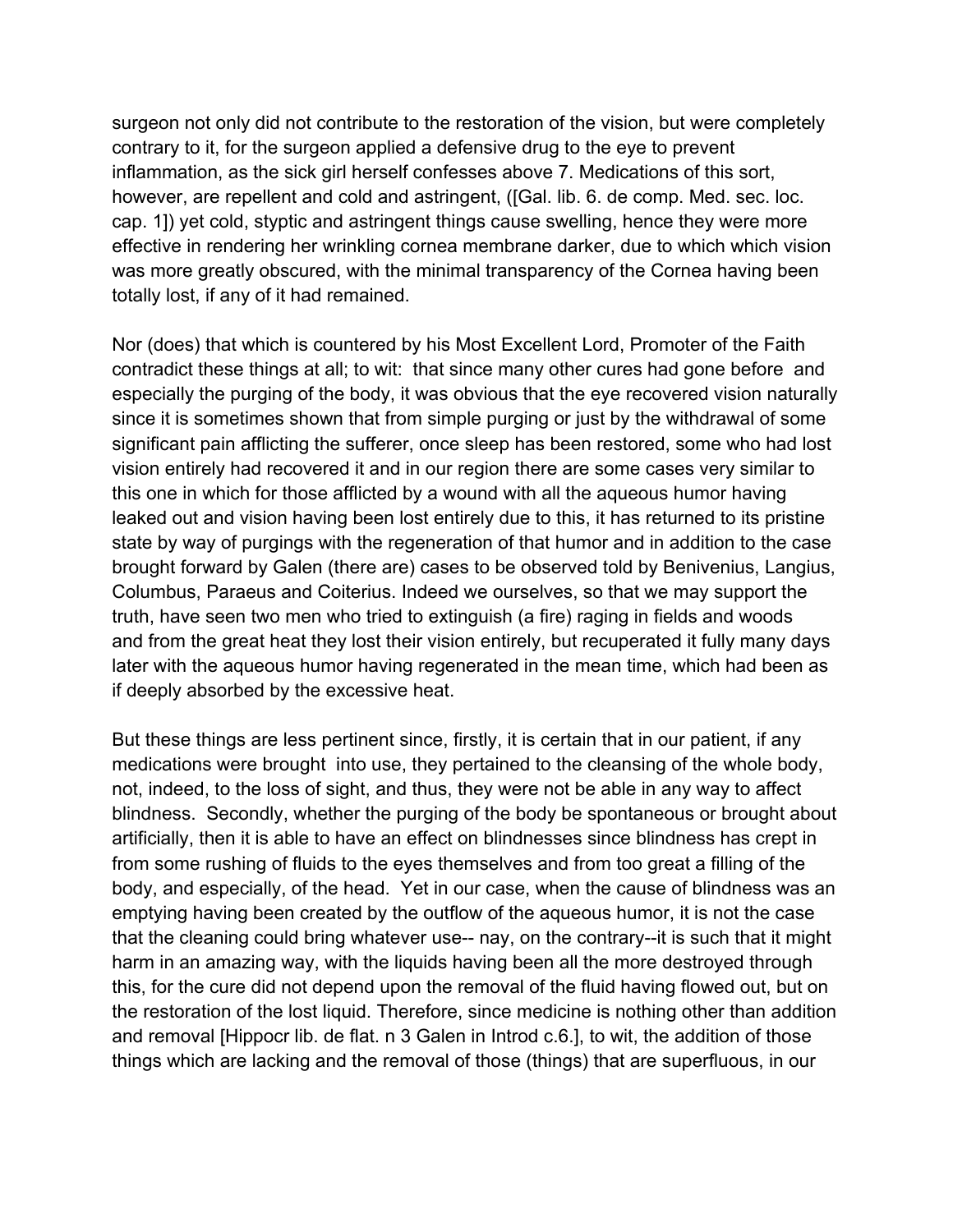surgeon not only did not contribute to the restoration of the vision, but were completely contrary to it, for the surgeon applied a defensive drug to the eye to prevent inflammation, as the sick girl herself confesses above 7. Medications of this sort, however, are repellent and cold and astringent, ([Gal. lib. 6. de comp. Med. sec. loc. cap. 1]) yet cold, styptic and astringent things cause swelling, hence they were more effective in rendering her wrinkling cornea membrane darker, due to which which vision was more greatly obscured, with the minimal transparency of the Cornea having been totally lost, if any of it had remained.

Nor (does) that which is countered by his Most Excellent Lord, Promoter of the Faith contradict these things at all; to wit: that since many other cures had gone before and especially the purging of the body, it was obvious that the eye recovered vision naturally since it is sometimes shown that from simple purging or just by the withdrawal of some significant pain afflicting the sufferer, once sleep has been restored, some who had lost vision entirely had recovered it and in our region there are some cases very similar to this one in which for those afflicted by a wound with all the aqueous humor having leaked out and vision having been lost entirely due to this, it has returned to its pristine state by way of purgings with the regeneration of that humor and in addition to the case brought forward by Galen (there are) cases to be observed told by Benivenius, Langius, Columbus, Paraeus and Coiterius. Indeed we ourselves, so that we may support the truth, have seen two men who tried to extinguish (a fire) raging in fields and woods and from the great heat they lost their vision entirely, but recuperated it fully many days later with the aqueous humor having regenerated in the mean time, which had been as if deeply absorbed by the excessive heat.

But these things are less pertinent since, firstly, it is certain that in our patient, if any medications were brought into use, they pertained to the cleansing of the whole body, not, indeed, to the loss of sight, and thus, they were not be able in any way to affect blindness. Secondly, whether the purging of the body be spontaneous or brought about artificially, then it is able to have an effect on blindnesses since blindness has crept in from some rushing of fluids to the eyes themselves and from too great a filling of the body, and especially, of the head. Yet in our case, when the cause of blindness was an emptying having been created by the outflow of the aqueous humor, it is not the case that the cleaning could bring whatever use-- nay, on the contrary--it is such that it might harm in an amazing way, with the liquids having been all the more destroyed through this, for the cure did not depend upon the removal of the fluid having flowed out, but on the restoration of the lost liquid. Therefore, since medicine is nothing other than addition and removal [Hippocr lib. de flat. n 3 Galen in Introd c.6.], to wit, the addition of those things which are lacking and the removal of those (things) that are superfluous, in our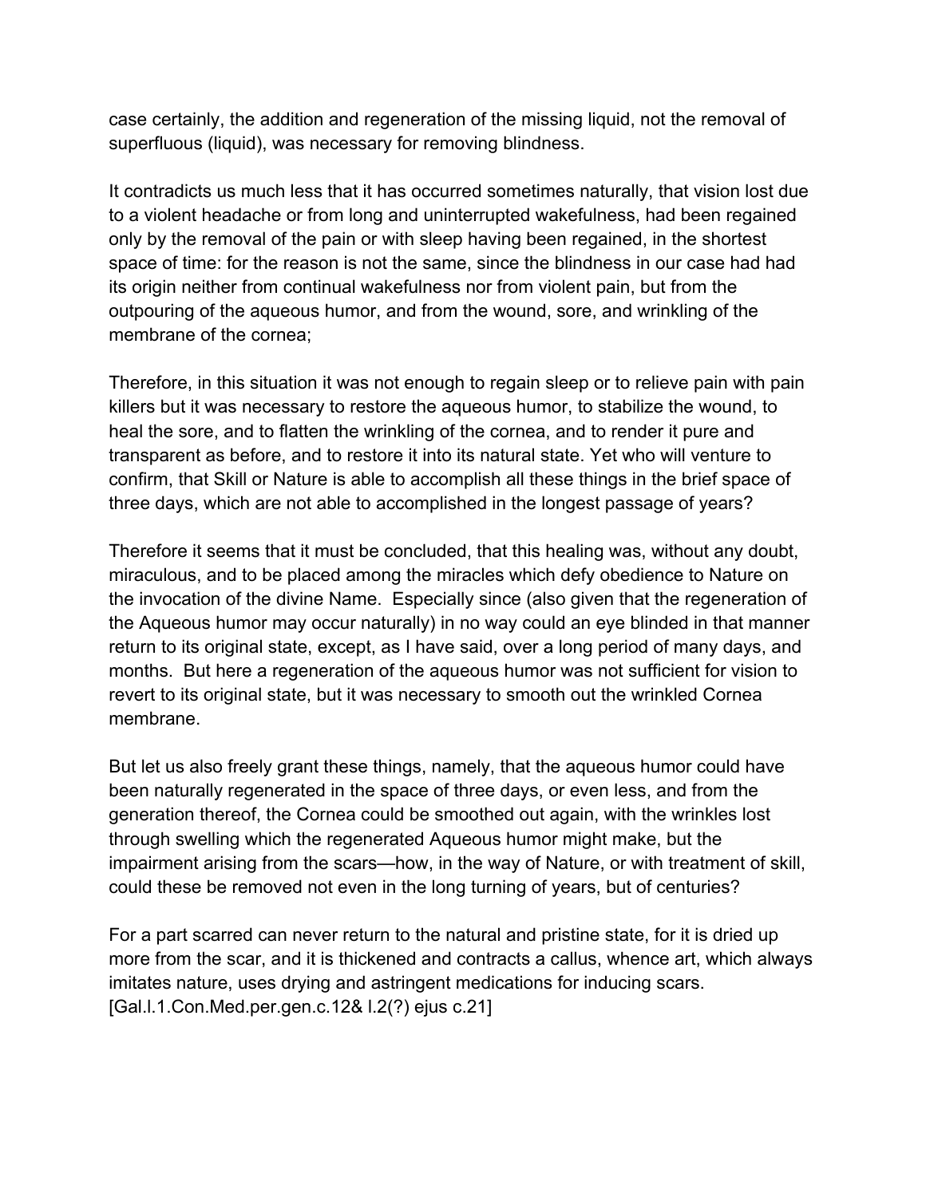case certainly, the addition and regeneration of the missing liquid, not the removal of superfluous (liquid), was necessary for removing blindness.

It contradicts us much less that it has occurred sometimes naturally, that vision lost due to a violent headache or from long and uninterrupted wakefulness, had been regained only by the removal of the pain or with sleep having been regained, in the shortest space of time: for the reason is not the same, since the blindness in our case had had its origin neither from continual wakefulness nor from violent pain, but from the outpouring of the aqueous humor, and from the wound, sore, and wrinkling of the membrane of the cornea;

Therefore, in this situation it was not enough to regain sleep or to relieve pain with pain killers but it was necessary to restore the aqueous humor, to stabilize the wound, to heal the sore, and to flatten the wrinkling of the cornea, and to render it pure and transparent as before, and to restore it into its natural state. Yet who will venture to confirm, that Skill or Nature is able to accomplish all these things in the brief space of three days, which are not able to accomplished in the longest passage of years?

Therefore it seems that it must be concluded, that this healing was, without any doubt, miraculous, and to be placed among the miracles which defy obedience to Nature on the invocation of the divine Name. Especially since (also given that the regeneration of the Aqueous humor may occur naturally) in no way could an eye blinded in that manner return to its original state, except, as I have said, over a long period of many days, and months. But here a regeneration of the aqueous humor was not sufficient for vision to revert to its original state, but it was necessary to smooth out the wrinkled Cornea membrane.

But let us also freely grant these things, namely, that the aqueous humor could have been naturally regenerated in the space of three days, or even less, and from the generation thereof, the Cornea could be smoothed out again, with the wrinkles lost through swelling which the regenerated Aqueous humor might make, but the impairment arising from the scars—how, in the way of Nature, or with treatment of skill, could these be removed not even in the long turning of years, but of centuries?

For a part scarred can never return to the natural and pristine state, for it is dried up more from the scar, and it is thickened and contracts a callus, whence art, which always imitates nature, uses drying and astringent medications for inducing scars. [Gal.l.1.Con.Med.per.gen.c.12& l.2(?) ejus c.21]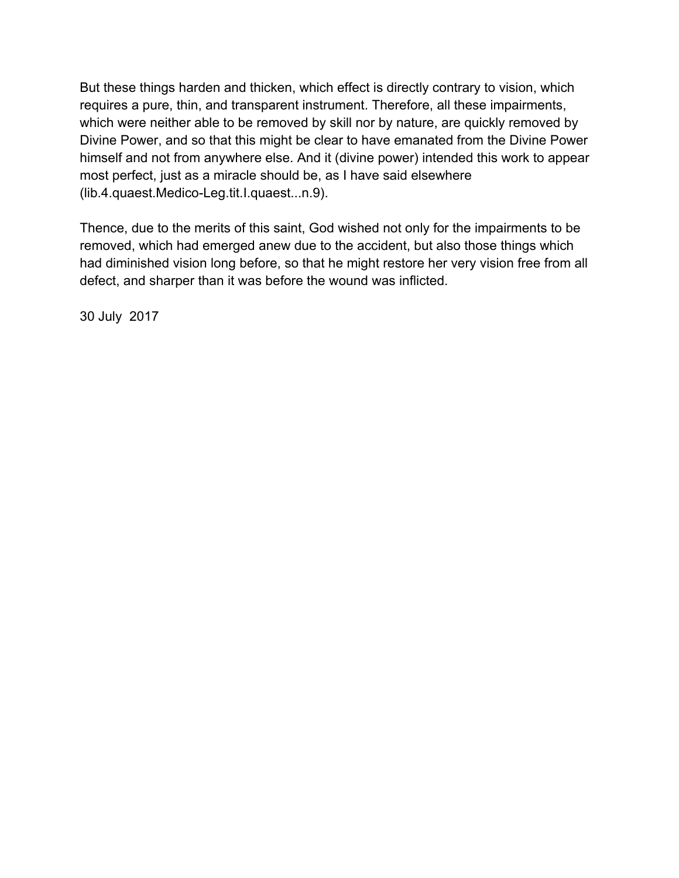But these things harden and thicken, which effect is directly contrary to vision, which requires a pure, thin, and transparent instrument. Therefore, all these impairments, which were neither able to be removed by skill nor by nature, are quickly removed by Divine Power, and so that this might be clear to have emanated from the Divine Power himself and not from anywhere else. And it (divine power) intended this work to appear most perfect, just as a miracle should be, as I have said elsewhere (lib.4.quaest.Medico-Leg.tit.I.quaest...n.9).

Thence, due to the merits of this saint, God wished not only for the impairments to be removed, which had emerged anew due to the accident, but also those things which had diminished vision long before, so that he might restore her very vision free from all defect, and sharper than it was before the wound was inflicted.

30 July 2017